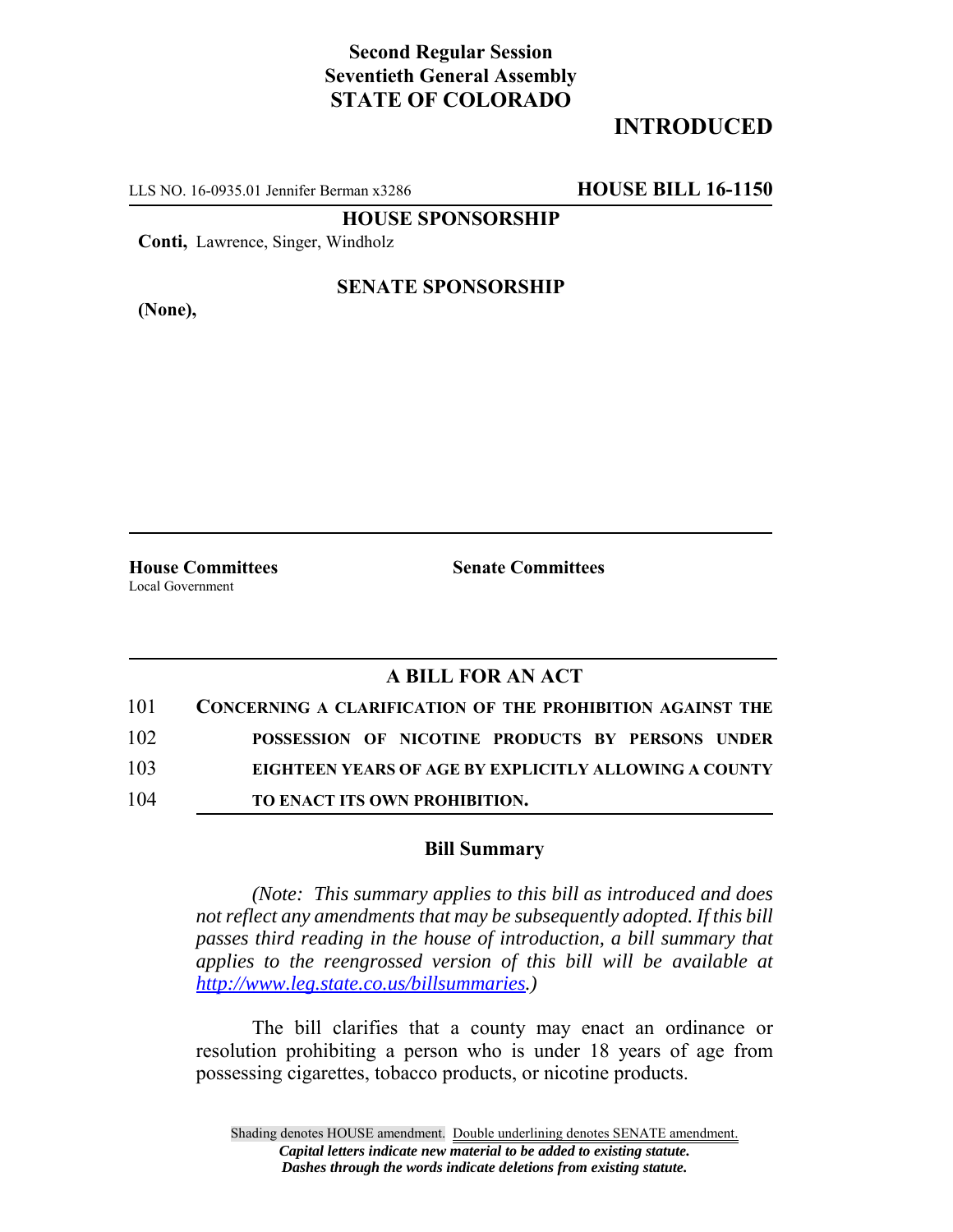**Second Regular Session**
**Seventieth General Assembly**
**STATE OF COLORADO**

# INTRODUCED

LLS NO. 16-0935.01 Jennifer Berman x3286 **HOUSE BILL 16-1150**

**HOUSE SPONSORSHIP**

**Conti,** Lawrence, Singer, Windholz

**SENATE SPONSORSHIP**

**(None),**

**House Committees**
Local Government

**Senate Committees**

## A BILL FOR AN ACT

101 **CONCERNING A CLARIFICATION OF THE PROHIBITION AGAINST THE**
102 **POSSESSION OF NICOTINE PRODUCTS BY PERSONS UNDER**
103 **EIGHTEEN YEARS OF AGE BY EXPLICITLY ALLOWING A COUNTY**
104 **TO ENACT ITS OWN PROHIBITION.**

### Bill Summary

*(Note: This summary applies to this bill as introduced and does not reflect any amendments that may be subsequently adopted. If this bill passes third reading in the house of introduction, a bill summary that applies to the reengrossed version of this bill will be available at http://www.leg.state.co.us/billsummaries.)*

The bill clarifies that a county may enact an ordinance or resolution prohibiting a person who is under 18 years of age from possessing cigarettes, tobacco products, or nicotine products.

Shading denotes HOUSE amendment. Double underlining denotes SENATE amendment.
*Capital letters indicate new material to be added to existing statute.*
*Dashes through the words indicate deletions from existing statute.*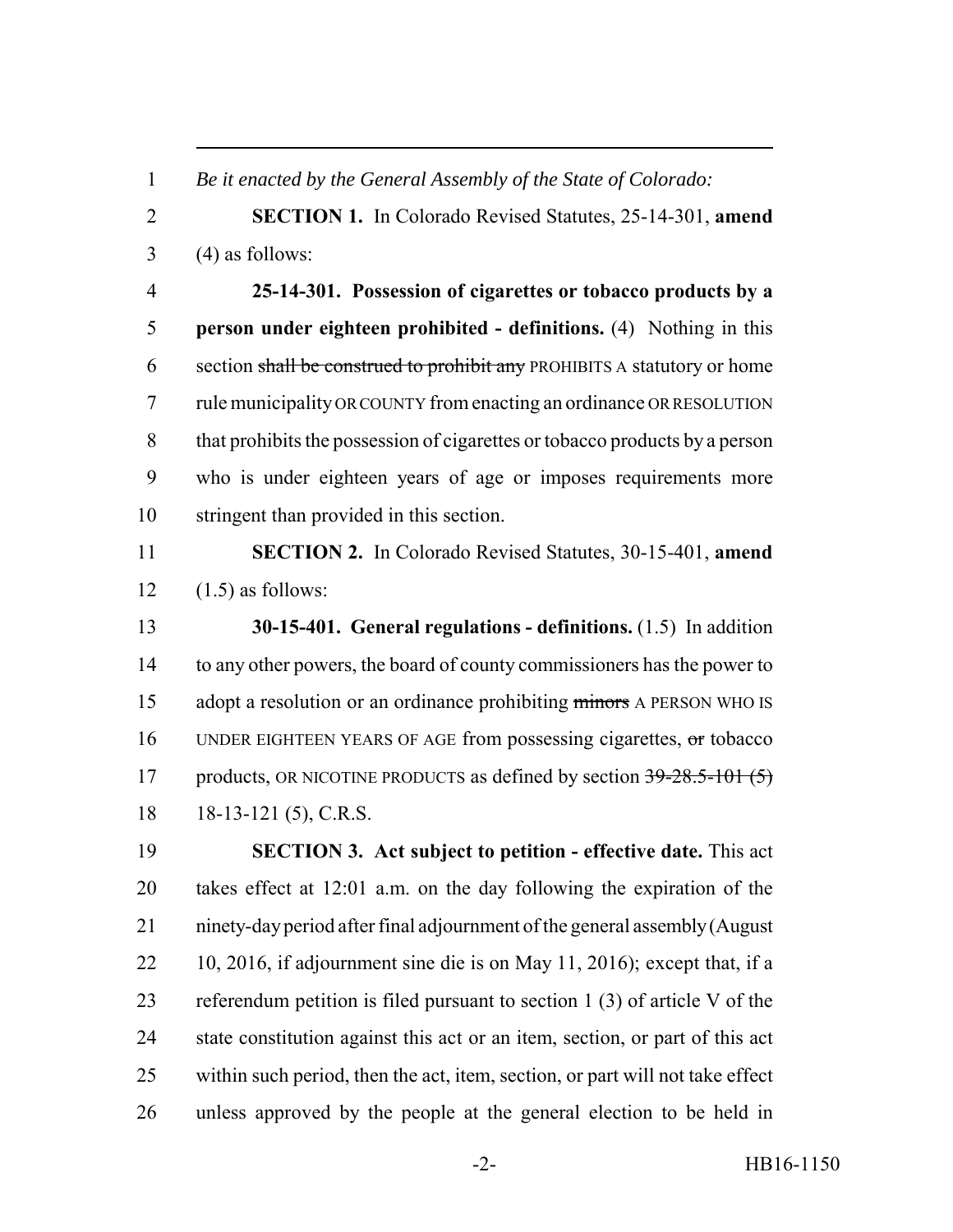*Be it enacted by the General Assembly of the State of Colorado:*

**SECTION 1.** In Colorado Revised Statutes, 25-14-301, **amend** (4) as follows:

**25-14-301. Possession of cigarettes or tobacco products by a person under eighteen prohibited - definitions.** (4) Nothing in this section ~~shall be construed to prohibit any~~ PROHIBITS A statutory or home rule municipality OR COUNTY from enacting an ordinance OR RESOLUTION that prohibits the possession of cigarettes or tobacco products by a person who is under eighteen years of age or imposes requirements more stringent than provided in this section.

**SECTION 2.** In Colorado Revised Statutes, 30-15-401, **amend** (1.5) as follows:

**30-15-401. General regulations - definitions.** (1.5) In addition to any other powers, the board of county commissioners has the power to adopt a resolution or an ordinance prohibiting ~~minors~~ A PERSON WHO IS UNDER EIGHTEEN YEARS OF AGE from possessing cigarettes, ~~or~~ tobacco products, OR NICOTINE PRODUCTS as defined by section ~~39-28.5-101 (5)~~ 18-13-121 (5), C.R.S.

**SECTION 3. Act subject to petition - effective date.** This act takes effect at 12:01 a.m. on the day following the expiration of the ninety-day period after final adjournment of the general assembly (August 10, 2016, if adjournment sine die is on May 11, 2016); except that, if a referendum petition is filed pursuant to section 1 (3) of article V of the state constitution against this act or an item, section, or part of this act within such period, then the act, item, section, or part will not take effect unless approved by the people at the general election to be held in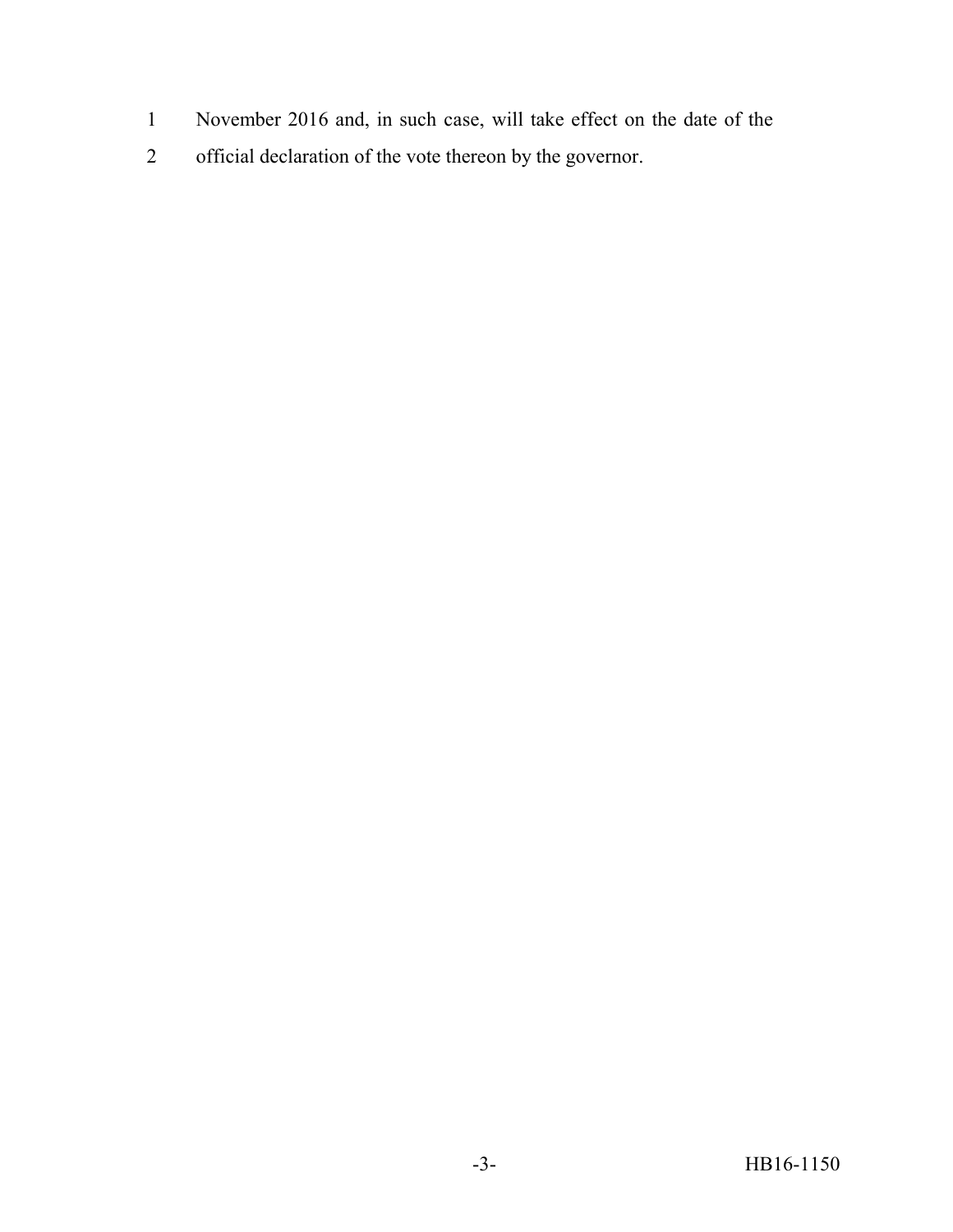November 2016 and, in such case, will take effect on the date of the official declaration of the vote thereon by the governor.